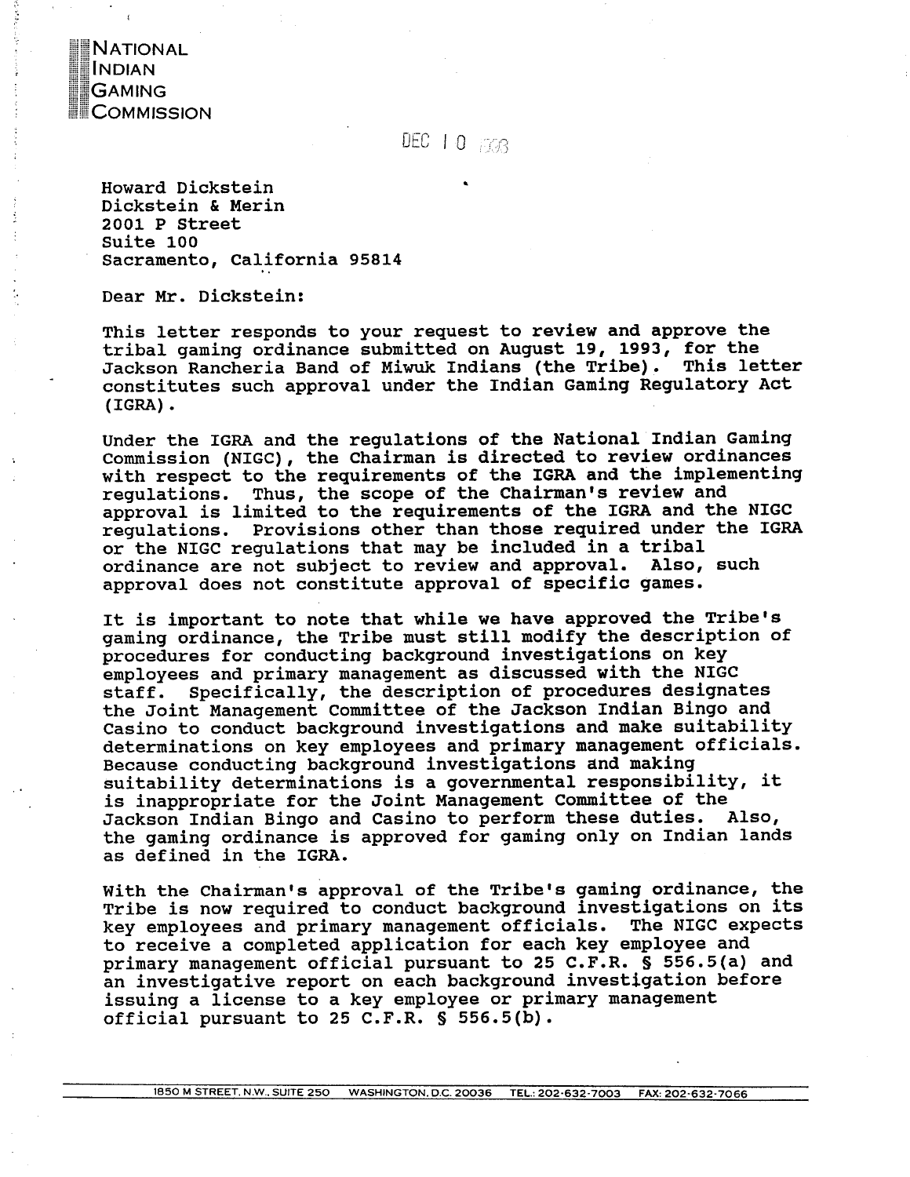NATIONAL
INDIAN
GAMING
COMMISSION

DEC 10 1993

Howard Dickstein
Dickstein & Merin
2001 P Street
Suite 100
Sacramento, California 95814

Dear Mr. Dickstein:

This letter responds to your request to review and approve the tribal gaming ordinance submitted on August 19, 1993, for the Jackson Rancheria Band of Miwuk Indians (the Tribe). This letter constitutes such approval under the Indian Gaming Regulatory Act (IGRA).

Under the IGRA and the regulations of the National Indian Gaming Commission (NIGC), the Chairman is directed to review ordinances with respect to the requirements of the IGRA and the implementing regulations. Thus, the scope of the Chairman's review and approval is limited to the requirements of the IGRA and the NIGC regulations. Provisions other than those required under the IGRA or the NIGC regulations that may be included in a tribal ordinance are not subject to review and approval. Also, such approval does not constitute approval of specific games.

It is important to note that while we have approved the Tribe's gaming ordinance, the Tribe must still modify the description of procedures for conducting background investigations on key employees and primary management as discussed with the NIGC staff. Specifically, the description of procedures designates the Joint Management Committee of the Jackson Indian Bingo and Casino to conduct background investigations and make suitability determinations on key employees and primary management officials. Because conducting background investigations and making suitability determinations is a governmental responsibility, it is inappropriate for the Joint Management Committee of the Jackson Indian Bingo and Casino to perform these duties. Also, the gaming ordinance is approved for gaming only on Indian lands as defined in the IGRA.

With the Chairman's approval of the Tribe's gaming ordinance, the Tribe is now required to conduct background investigations on its key employees and primary management officials. The NIGC expects to receive a completed application for each key employee and primary management official pursuant to 25 C.F.R. § 556.5(a) and an investigative report on each background investigation before issuing a license to a key employee or primary management official pursuant to 25 C.F.R. § 556.5(b).

1850 M STREET, N.W., SUITE 250 WASHINGTON, D.C. 20036 TEL.: 202-632-7003 FAX: 202-632-7066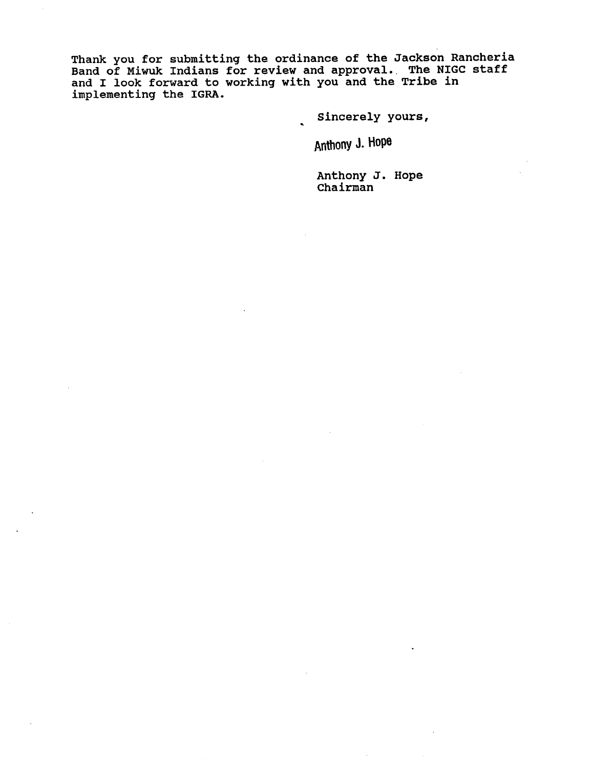Thank you for submitting the ordinance of the Jackson Rancheria Band of Miwuk Indians for review and approval. The NIGC staff and I look forward to working with you and the Tribe in implementing the IGRA.

Sincerely yours,

Anthony J. Hope

Anthony J. Hope
Chairman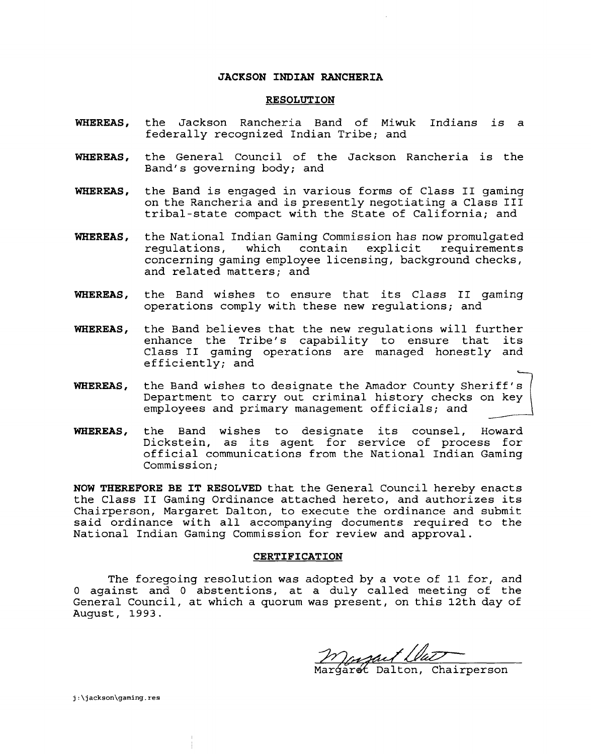# JACKSON INDIAN RANCHERIA

## RESOLUTION

**WHEREAS,** the Jackson Rancheria Band of Miwuk Indians is a federally recognized Indian Tribe; and

**WHEREAS,** the General Council of the Jackson Rancheria is the Band's governing body; and

**WHEREAS,** the Band is engaged in various forms of Class II gaming on the Rancheria and is presently negotiating a Class III tribal-state compact with the State of California; and

**WHEREAS,** the National Indian Gaming Commission has now promulgated regulations, which contain explicit requirements concerning gaming employee licensing, background checks, and related matters; and

**WHEREAS,** the Band wishes to ensure that its Class II gaming operations comply with these new regulations; and

**WHEREAS,** the Band believes that the new regulations will further enhance the Tribe's capability to ensure that its Class II gaming operations are managed honestly and efficiently; and

**WHEREAS,** the Band wishes to designate the Amador County Sheriff's Department to carry out criminal history checks on key employees and primary management officials; and

**WHEREAS,** the Band wishes to designate its counsel, Howard Dickstein, as its agent for service of process for official communications from the National Indian Gaming Commission;

**NOW THEREFORE BE IT RESOLVED** that the General Council hereby enacts the Class II Gaming Ordinance attached hereto, and authorizes its Chairperson, Margaret Dalton, to execute the ordinance and submit said ordinance with all accompanying documents required to the National Indian Gaming Commission for review and approval.

## CERTIFICATION

The foregoing resolution was adopted by a vote of 11 for, and 0 against and 0 abstentions, at a duly called meeting of the General Council, at which a quorum was present, on this 12th day of August, 1993.

Margaret Dalton, Chairperson

j:\jackson\gaming.res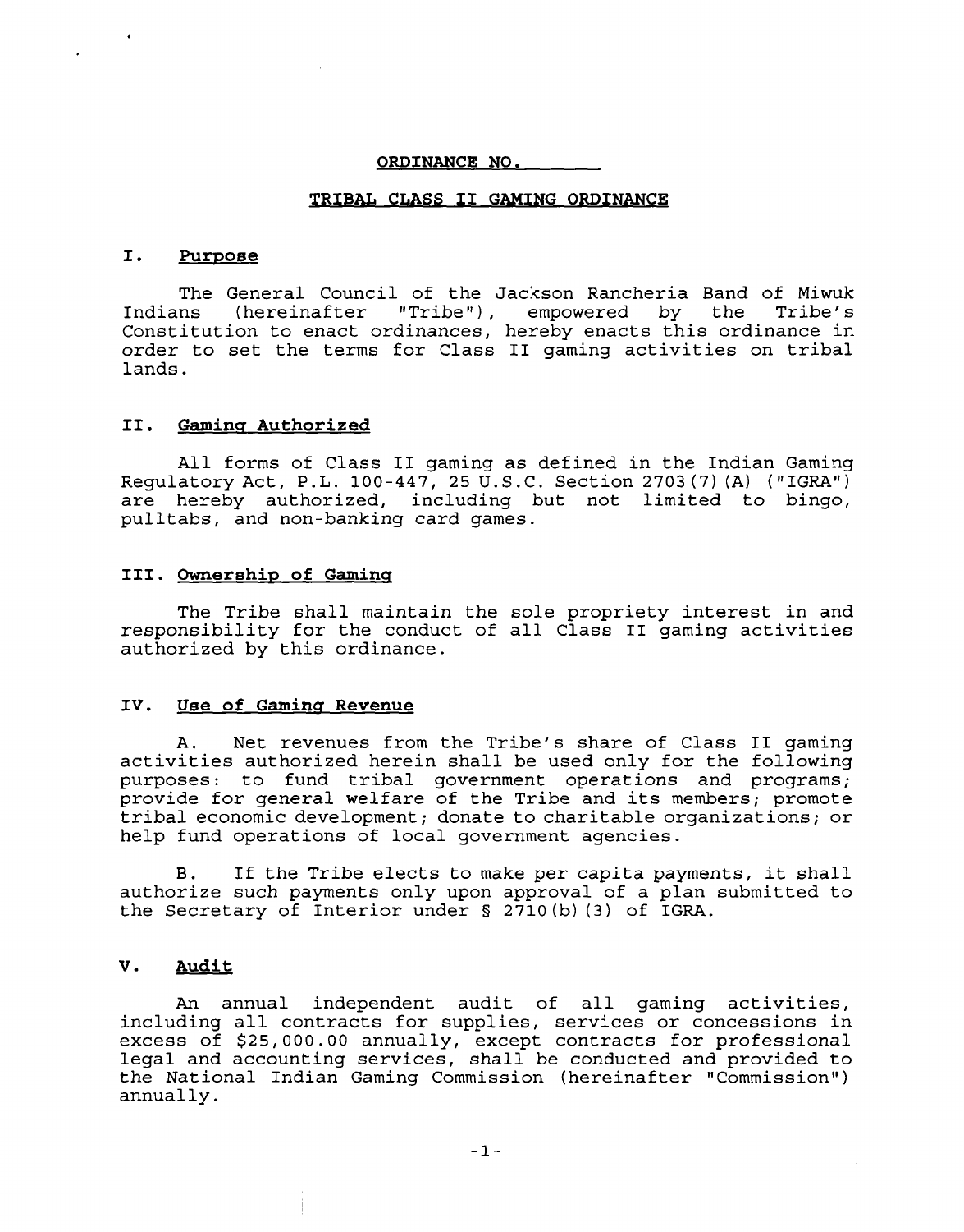**ORDINANCE NO. ______**

**TRIBAL CLASS II GAMING ORDINANCE**

## I. Purpose

The General Council of the Jackson Rancheria Band of Miwuk Indians (hereinafter "Tribe"), empowered by the Tribe's Constitution to enact ordinances, hereby enacts this ordinance in order to set the terms for Class II gaming activities on tribal lands.

## II. Gaming Authorized

All forms of Class II gaming as defined in the Indian Gaming Regulatory Act, P.L. 100-447, 25 U.S.C. Section 2703(7)(A) ("IGRA") are hereby authorized, including but not limited to bingo, pulltabs, and non-banking card games.

## III. Ownership of Gaming

The Tribe shall maintain the sole propriety interest in and responsibility for the conduct of all Class II gaming activities authorized by this ordinance.

## IV. Use of Gaming Revenue

A. Net revenues from the Tribe's share of Class II gaming activities authorized herein shall be used only for the following purposes: to fund tribal government operations and programs; provide for general welfare of the Tribe and its members; promote tribal economic development; donate to charitable organizations; or help fund operations of local government agencies.

B. If the Tribe elects to make per capita payments, it shall authorize such payments only upon approval of a plan submitted to the Secretary of Interior under § 2710(b)(3) of IGRA.

## V. Audit

An annual independent audit of all gaming activities, including all contracts for supplies, services or concessions in excess of $25,000.00 annually, except contracts for professional legal and accounting services, shall be conducted and provided to the National Indian Gaming Commission (hereinafter "Commission") annually.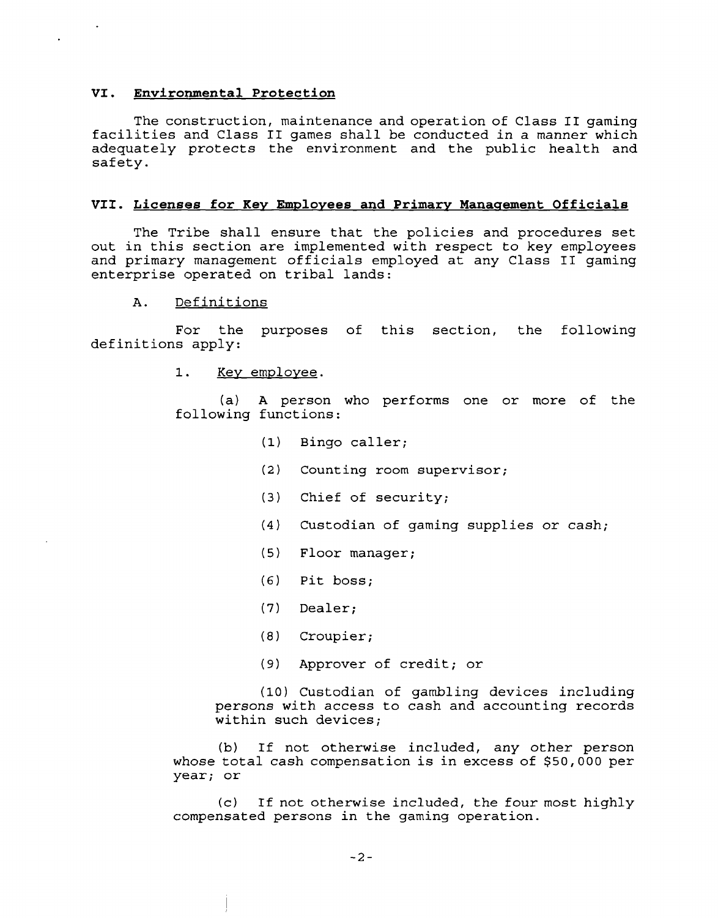## VI. Environmental Protection

The construction, maintenance and operation of Class II gaming facilities and Class II games shall be conducted in a manner which adequately protects the environment and the public health and safety.

## VII. Licenses for Key Employees and Primary Management Officials

The Tribe shall ensure that the policies and procedures set out in this section are implemented with respect to key employees and primary management officials employed at any Class II gaming enterprise operated on tribal lands:

### A. Definitions

For the purposes of this section, the following definitions apply:

1. Key employee.

(a) A person who performs one or more of the following functions:

(1) Bingo caller;

(2) Counting room supervisor;

(3) Chief of security;

(4) Custodian of gaming supplies or cash;

(5) Floor manager;

(6) Pit boss;

(7) Dealer;

(8) Croupier;

(9) Approver of credit; or

(10) Custodian of gambling devices including persons with access to cash and accounting records within such devices;

(b) If not otherwise included, any other person whose total cash compensation is in excess of $50,000 per year; or

(c) If not otherwise included, the four most highly compensated persons in the gaming operation.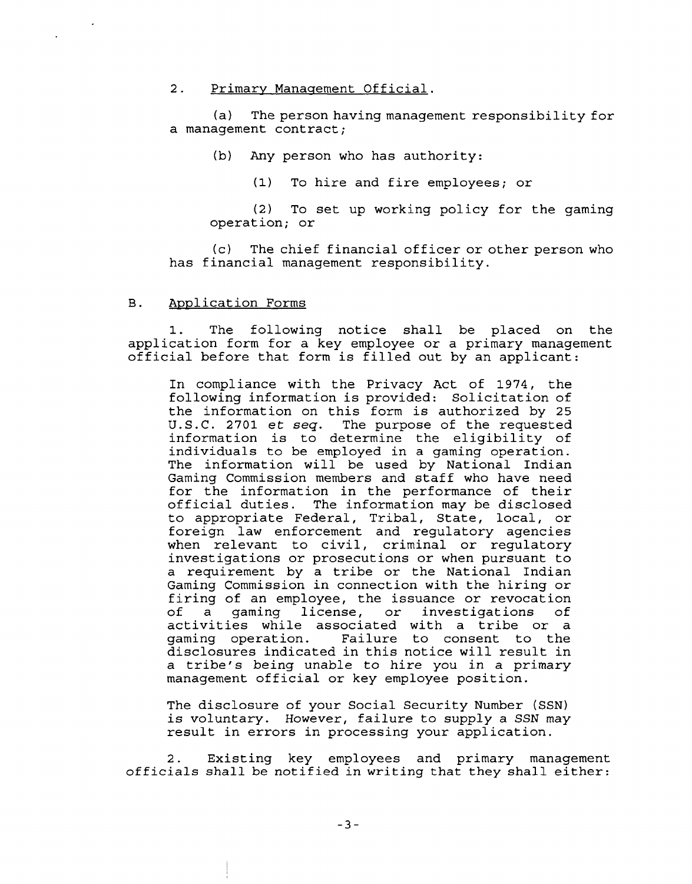2. Primary Management Official.

(a) The person having management responsibility for a management contract;

(b) Any person who has authority:

(1) To hire and fire employees; or

(2) To set up working policy for the gaming operation; or

(c) The chief financial officer or other person who has financial management responsibility.

B. Application Forms

1. The following notice shall be placed on the application form for a key employee or a primary management official before that form is filled out by an applicant:

> In compliance with the Privacy Act of 1974, the following information is provided: Solicitation of the information on this form is authorized by 25 U.S.C. 2701 *et seq.* The purpose of the requested information is to determine the eligibility of individuals to be employed in a gaming operation. The information will be used by National Indian Gaming Commission members and staff who have need for the information in the performance of their official duties. The information may be disclosed to appropriate Federal, Tribal, State, local, or foreign law enforcement and regulatory agencies when relevant to civil, criminal or regulatory investigations or prosecutions or when pursuant to a requirement by a tribe or the National Indian Gaming Commission in connection with the hiring or firing of an employee, the issuance or revocation of a gaming license, or investigations of activities while associated with a tribe or a gaming operation. Failure to consent to the disclosures indicated in this notice will result in a tribe's being unable to hire you in a primary management official or key employee position.
>
> The disclosure of your Social Security Number (SSN) is voluntary. However, failure to supply a SSN may result in errors in processing your application.

2. Existing key employees and primary management officials shall be notified in writing that they shall either: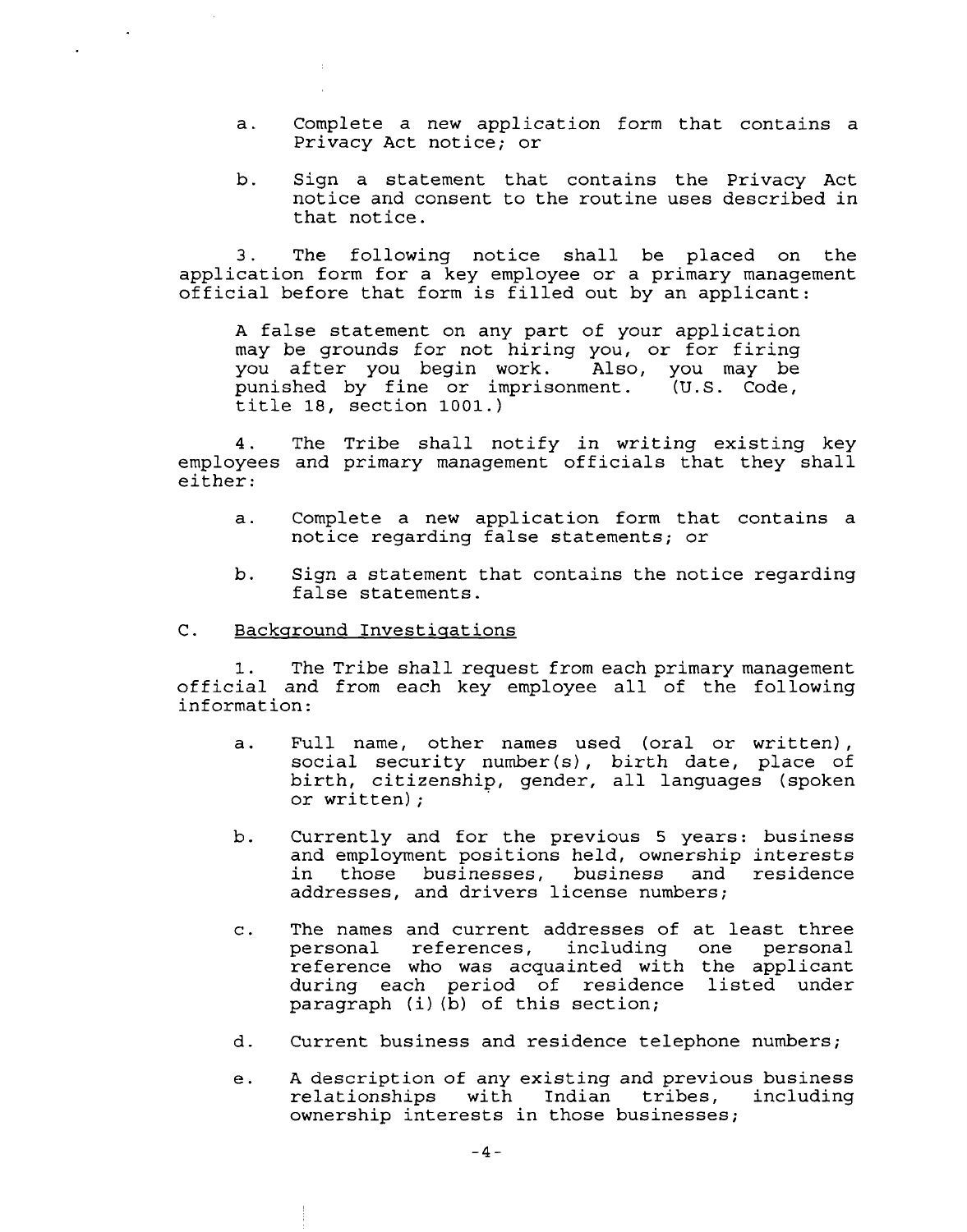a. Complete a new application form that contains a Privacy Act notice; or

b. Sign a statement that contains the Privacy Act notice and consent to the routine uses described in that notice.

3. The following notice shall be placed on the application form for a key employee or a primary management official before that form is filled out by an applicant:

> A false statement on any part of your application may be grounds for not hiring you, or for firing you after you begin work. Also, you may be punished by fine or imprisonment. (U.S. Code, title 18, section 1001.)

4. The Tribe shall notify in writing existing key employees and primary management officials that they shall either:

a. Complete a new application form that contains a notice regarding false statements; or

b. Sign a statement that contains the notice regarding false statements.

C. <u>Background Investigations</u>

1. The Tribe shall request from each primary management official and from each key employee all of the following information:

a. Full name, other names used (oral or written), social security number(s), birth date, place of birth, citizenship, gender, all languages (spoken or written);

b. Currently and for the previous 5 years: business and employment positions held, ownership interests in those businesses, business and residence addresses, and drivers license numbers;

c. The names and current addresses of at least three personal references, including one personal reference who was acquainted with the applicant during each period of residence listed under paragraph (i)(b) of this section;

d. Current business and residence telephone numbers;

e. A description of any existing and previous business relationships with Indian tribes, including ownership interests in those businesses;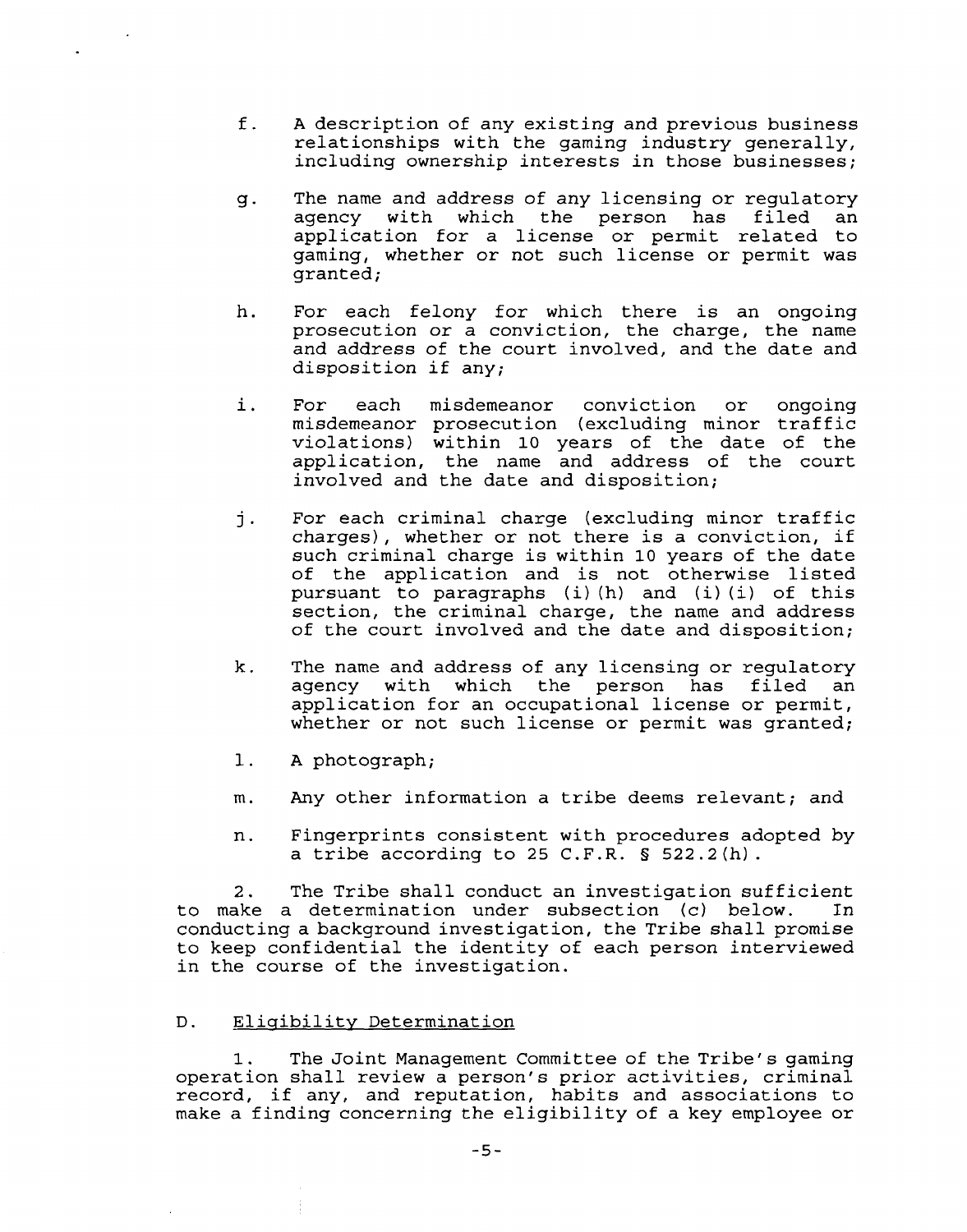f. A description of any existing and previous business relationships with the gaming industry generally, including ownership interests in those businesses;

g. The name and address of any licensing or regulatory agency with which the person has filed an application for a license or permit related to gaming, whether or not such license or permit was granted;

h. For each felony for which there is an ongoing prosecution or a conviction, the charge, the name and address of the court involved, and the date and disposition if any;

i. For each misdemeanor conviction or ongoing misdemeanor prosecution (excluding minor traffic violations) within 10 years of the date of the application, the name and address of the court involved and the date and disposition;

j. For each criminal charge (excluding minor traffic charges), whether or not there is a conviction, if such criminal charge is within 10 years of the date of the application and is not otherwise listed pursuant to paragraphs (i)(h) and (i)(i) of this section, the criminal charge, the name and address of the court involved and the date and disposition;

k. The name and address of any licensing or regulatory agency with which the person has filed an application for an occupational license or permit, whether or not such license or permit was granted;

l. A photograph;

m. Any other information a tribe deems relevant; and

n. Fingerprints consistent with procedures adopted by a tribe according to 25 C.F.R. § 522.2(h).

2. The Tribe shall conduct an investigation sufficient to make a determination under subsection (c) below. In conducting a background investigation, the Tribe shall promise to keep confidential the identity of each person interviewed in the course of the investigation.

D. Eligibility Determination

1. The Joint Management Committee of the Tribe's gaming operation shall review a person's prior activities, criminal record, if any, and reputation, habits and associations to make a finding concerning the eligibility of a key employee or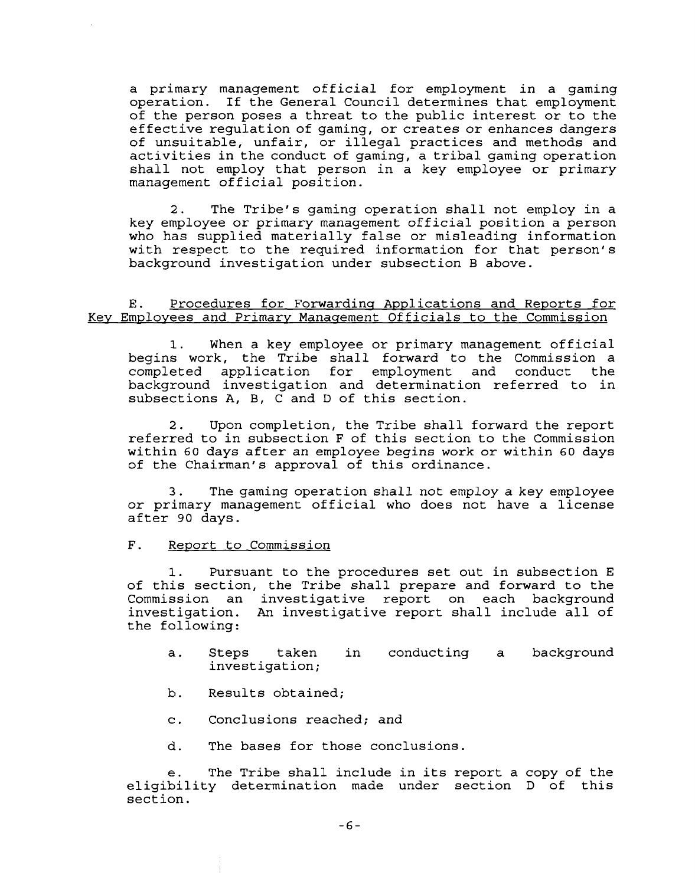a primary management official for employment in a gaming operation. If the General Council determines that employment of the person poses a threat to the public interest or to the effective regulation of gaming, or creates or enhances dangers of unsuitable, unfair, or illegal practices and methods and activities in the conduct of gaming, a tribal gaming operation shall not employ that person in a key employee or primary management official position.

2. The Tribe's gaming operation shall not employ in a key employee or primary management official position a person who has supplied materially false or misleading information with respect to the required information for that person's background investigation under subsection B above.

E. Procedures for Forwarding Applications and Reports for Key Employees and Primary Management Officials to the Commission

1. When a key employee or primary management official begins work, the Tribe shall forward to the Commission a completed application for employment and conduct the background investigation and determination referred to in subsections A, B, C and D of this section.

2. Upon completion, the Tribe shall forward the report referred to in subsection F of this section to the Commission within 60 days after an employee begins work or within 60 days of the Chairman's approval of this ordinance.

3. The gaming operation shall not employ a key employee or primary management official who does not have a license after 90 days.

F. Report to Commission

1. Pursuant to the procedures set out in subsection E of this section, the Tribe shall prepare and forward to the Commission an investigative report on each background investigation. An investigative report shall include all of the following:

a. Steps taken in conducting a background investigation;

b. Results obtained;

c. Conclusions reached; and

d. The bases for those conclusions.

e. The Tribe shall include in its report a copy of the eligibility determination made under section D of this section.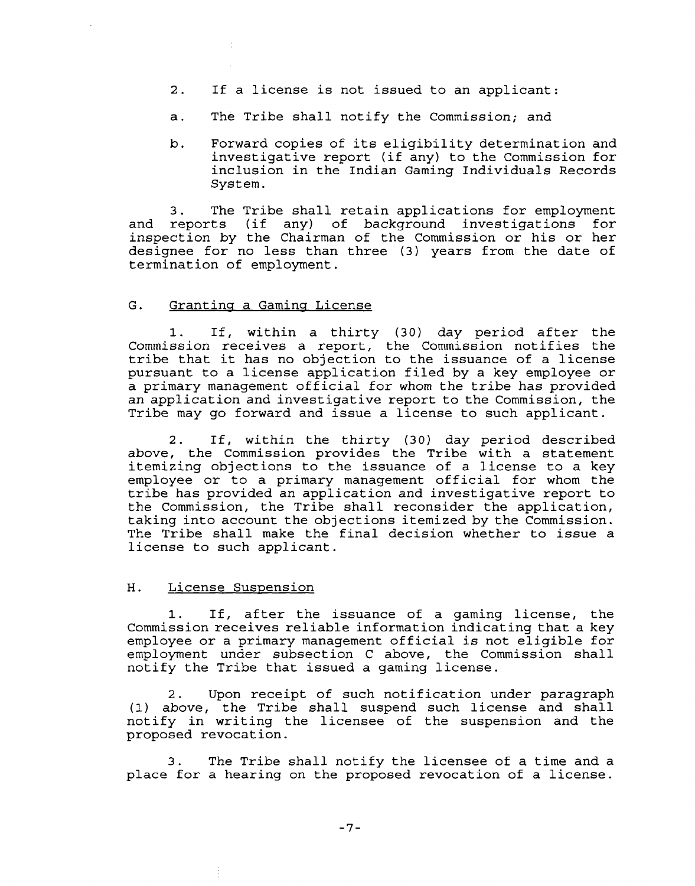2. If a license is not issued to an applicant:

a. The Tribe shall notify the Commission; and

b. Forward copies of its eligibility determination and investigative report (if any) to the Commission for inclusion in the Indian Gaming Individuals Records System.

3. The Tribe shall retain applications for employment and reports (if any) of background investigations for inspection by the Chairman of the Commission or his or her designee for no less than three (3) years from the date of termination of employment.

G. Granting a Gaming License

1. If, within a thirty (30) day period after the Commission receives a report, the Commission notifies the tribe that it has no objection to the issuance of a license pursuant to a license application filed by a key employee or a primary management official for whom the tribe has provided an application and investigative report to the Commission, the Tribe may go forward and issue a license to such applicant.

2. If, within the thirty (30) day period described above, the Commission provides the Tribe with a statement itemizing objections to the issuance of a license to a key employee or to a primary management official for whom the tribe has provided an application and investigative report to the Commission, the Tribe shall reconsider the application, taking into account the objections itemized by the Commission. The Tribe shall make the final decision whether to issue a license to such applicant.

H. License Suspension

1. If, after the issuance of a gaming license, the Commission receives reliable information indicating that a key employee or a primary management official is not eligible for employment under subsection C above, the Commission shall notify the Tribe that issued a gaming license.

2. Upon receipt of such notification under paragraph (1) above, the Tribe shall suspend such license and shall notify in writing the licensee of the suspension and the proposed revocation.

3. The Tribe shall notify the licensee of a time and a place for a hearing on the proposed revocation of a license.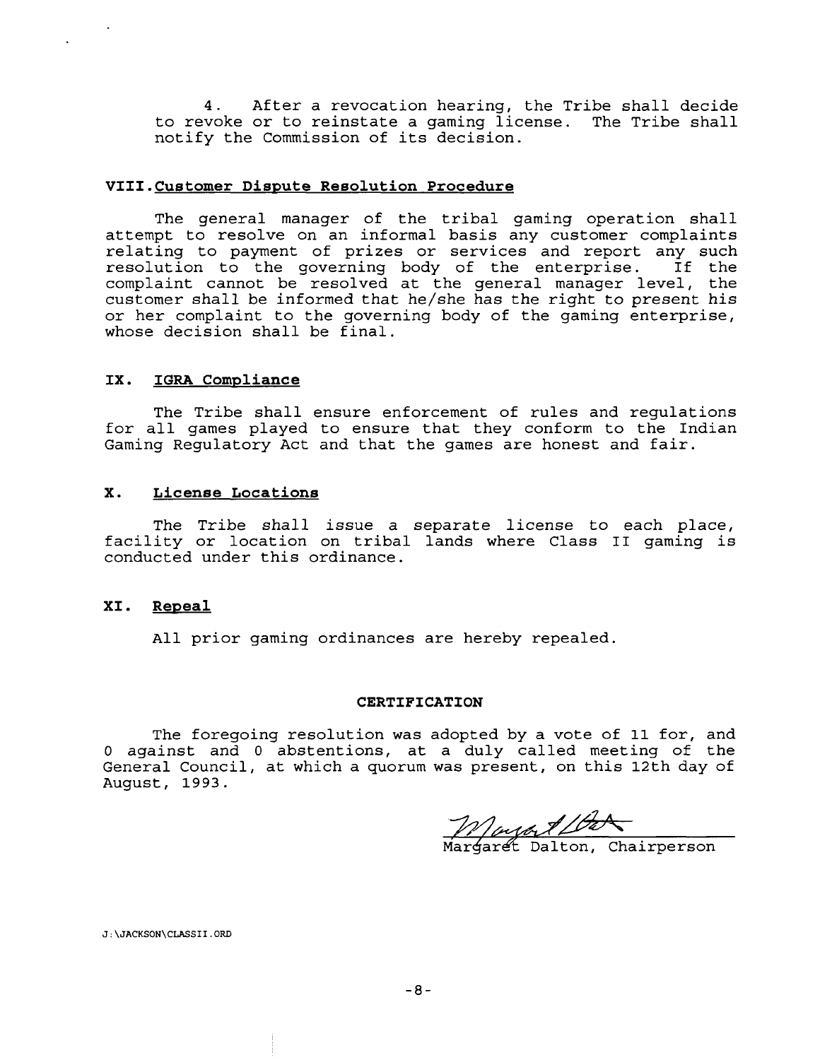4. After a revocation hearing, the Tribe shall decide to revoke or to reinstate a gaming license. The Tribe shall notify the Commission of its decision.

## VIII. Customer Dispute Resolution Procedure

The general manager of the tribal gaming operation shall attempt to resolve on an informal basis any customer complaints relating to payment of prizes or services and report any such resolution to the governing body of the enterprise. If the complaint cannot be resolved at the general manager level, the customer shall be informed that he/she has the right to present his or her complaint to the governing body of the gaming enterprise, whose decision shall be final.

## IX. IGRA Compliance

The Tribe shall ensure enforcement of rules and regulations for all games played to ensure that they conform to the Indian Gaming Regulatory Act and that the games are honest and fair.

## X. License Locations

The Tribe shall issue a separate license to each place, facility or location on tribal lands where Class II gaming is conducted under this ordinance.

## XI. Repeal

All prior gaming ordinances are hereby repealed.

### CERTIFICATION

The foregoing resolution was adopted by a vote of 11 for, and 0 against and 0 abstentions, at a duly called meeting of the General Council, at which a quorum was present, on this 12th day of August, 1993.

Margaret Dalton, Chairperson

J:\JACKSON\CLASSII.ORD